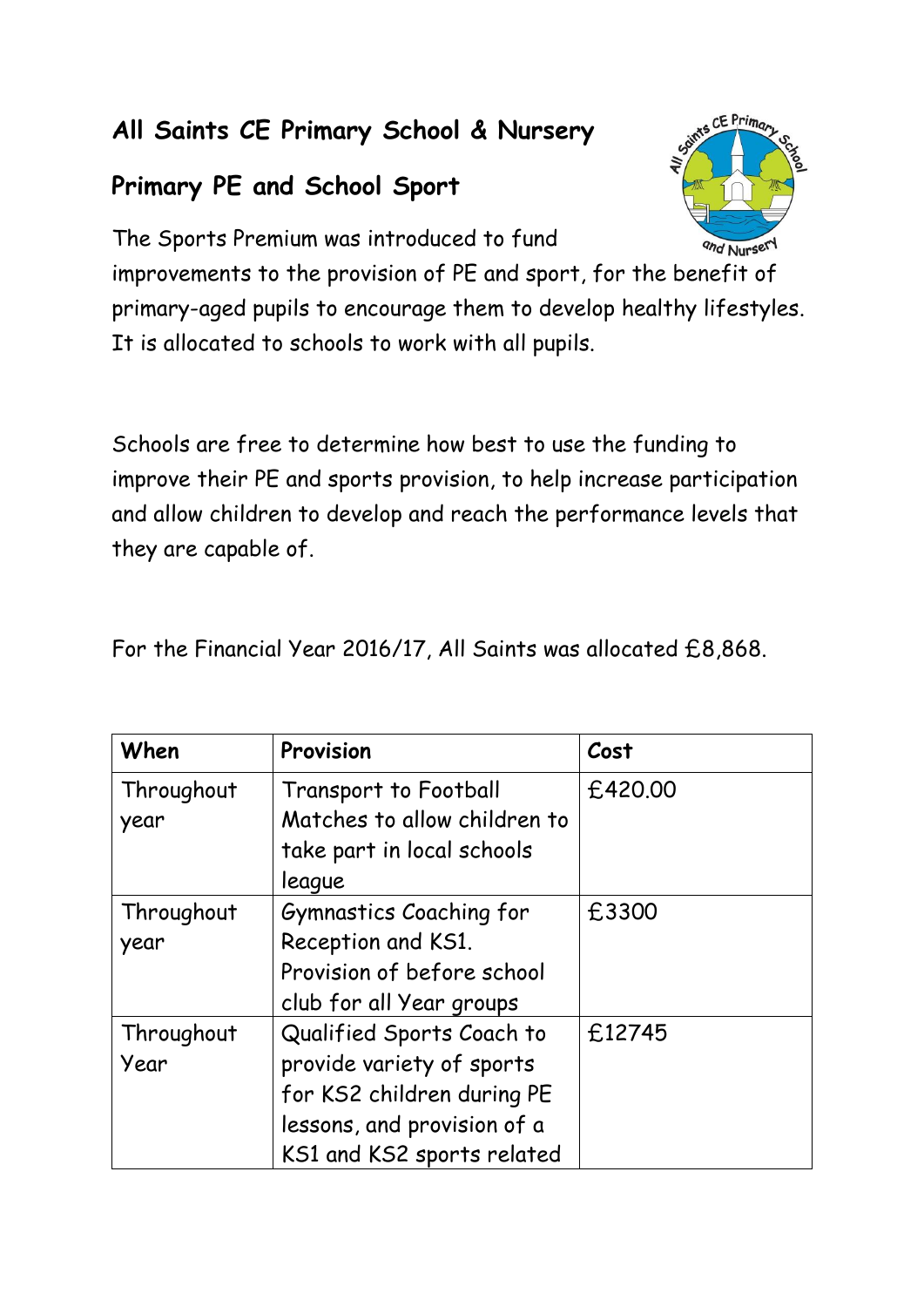# All Saints CE Primary School & Nursery

## Primary PE and School Sport

The Sports Premium was introduced to fund improvements to the provision of PE and sport, for the benefit of primary-aged pupils to encourage them to develop healthy lifestyles. It is allocated to schools to work with all pupils.

Schools are free to determine how best to use the funding to improve their PE and sports provision, to help increase participation and allow children to develop and reach the performance levels that they are capable of.

For the Financial Year 2016/17, All Saints was allocated £8,868.

| When | Provision | Cost |
|---|---|---|
| Throughout year | Transport to Football Matches to allow children to take part in local schools league | £420.00 |
| Throughout year | Gymnastics Coaching for Reception and KS1. Provision of before school club for all Year groups | £3300 |
| Throughout Year | Qualified Sports Coach to provide variety of sports for KS2 children during PE lessons, and provision of a KS1 and KS2 sports related | £12745 |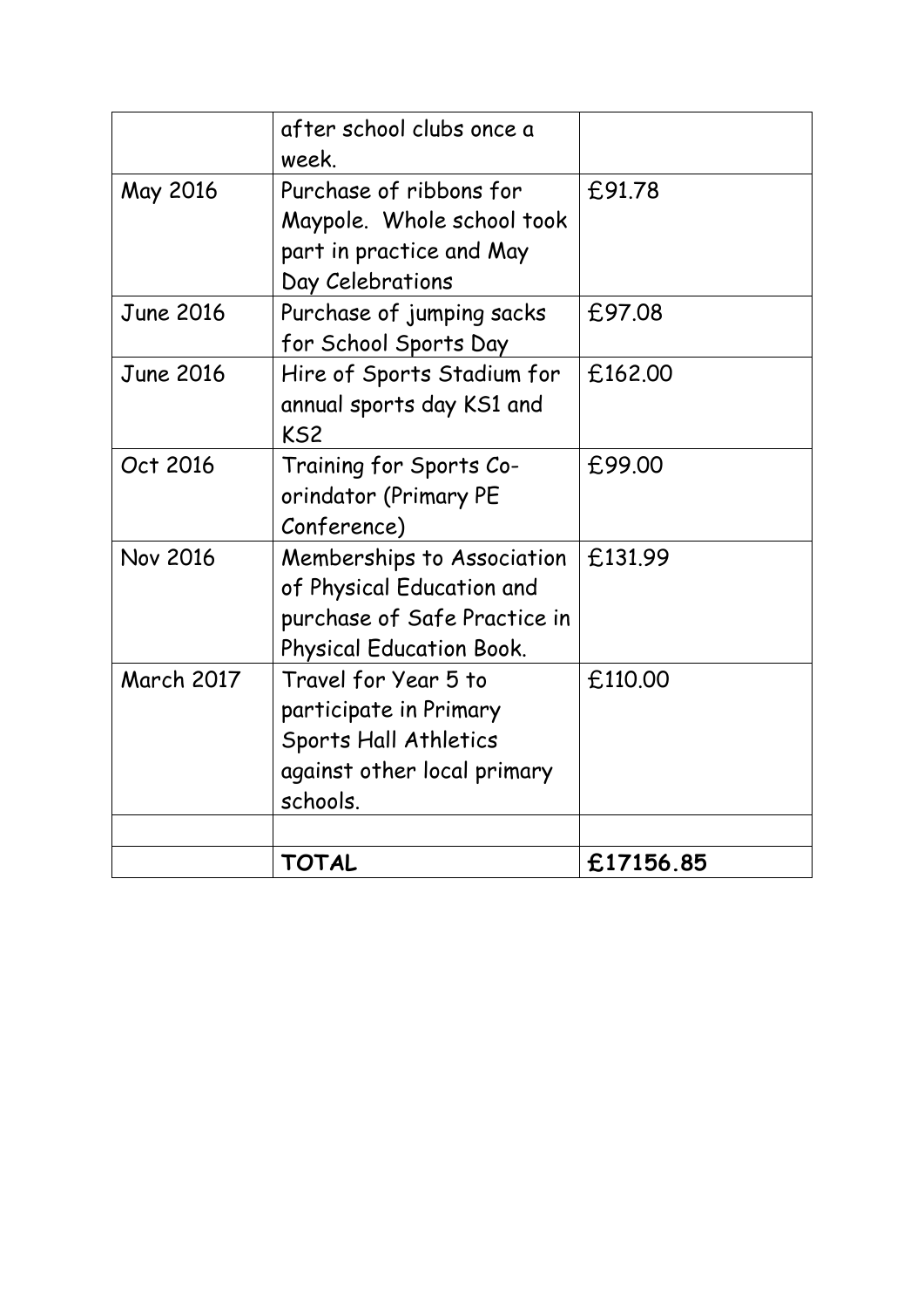| | | |
|---|---|---|
| | after school clubs once a week. | |
| May 2016 | Purchase of ribbons for Maypole. Whole school took part in practice and May Day Celebrations | £91.78 |
| June 2016 | Purchase of jumping sacks for School Sports Day | £97.08 |
| June 2016 | Hire of Sports Stadium for annual sports day KS1 and KS2 | £162.00 |
| Oct 2016 | Training for Sports Co-orindator (Primary PE Conference) | £99.00 |
| Nov 2016 | Memberships to Association of Physical Education and purchase of Safe Practice in Physical Education Book. | £131.99 |
| March 2017 | Travel for Year 5 to participate in Primary Sports Hall Athletics against other local primary schools. | £110.00 |
| | | |
| | **TOTAL** | **£17156.85** |